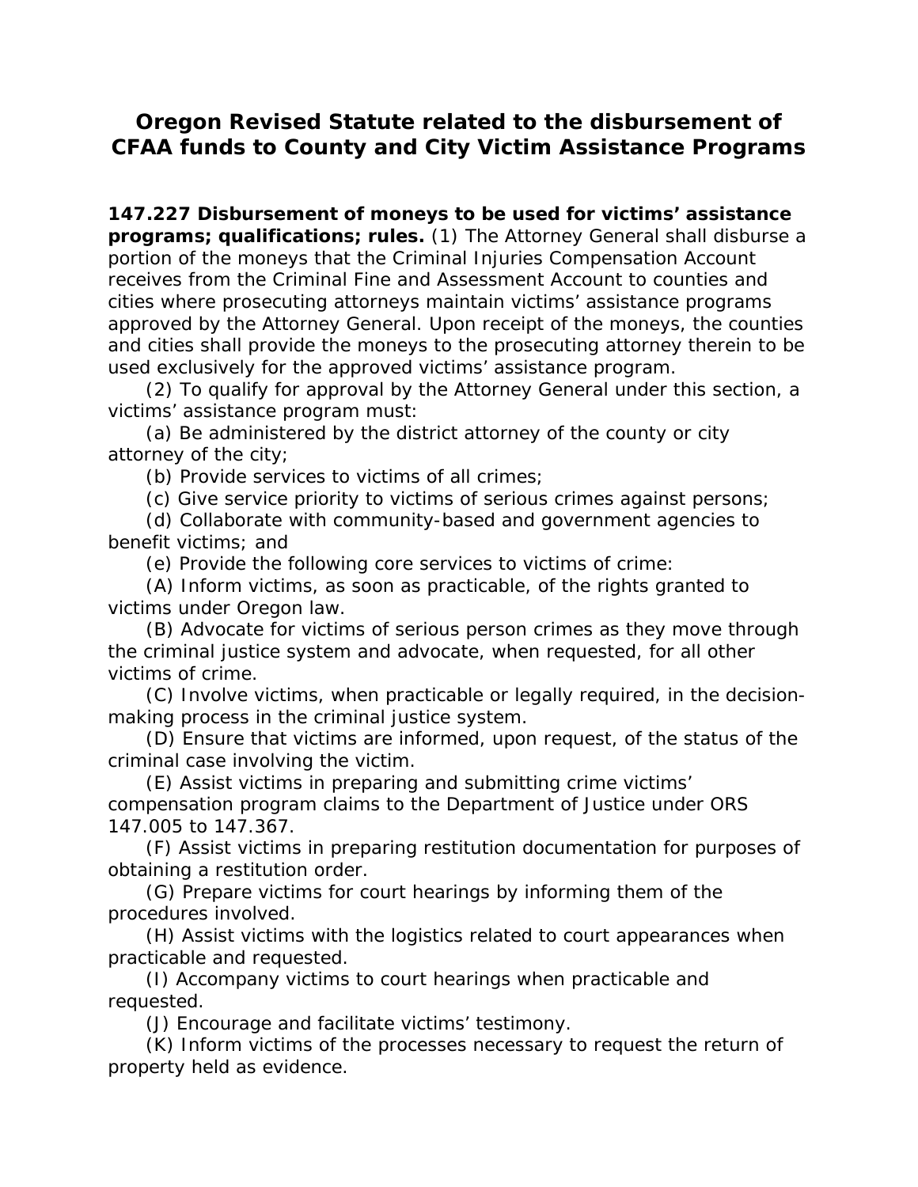# Oregon Revised Statute related to the disbursement of CFAA funds to County and City Victim Assistance Programs

**147.227 Disbursement of moneys to be used for victims' assistance programs; qualifications; rules.** (1) The Attorney General shall disburse a portion of the moneys that the Criminal Injuries Compensation Account receives from the Criminal Fine and Assessment Account to counties and cities where prosecuting attorneys maintain victims' assistance programs approved by the Attorney General. Upon receipt of the moneys, the counties and cities shall provide the moneys to the prosecuting attorney therein to be used exclusively for the approved victims' assistance program.

(2) To qualify for approval by the Attorney General under this section, a victims' assistance program must:

(a) Be administered by the district attorney of the county or city attorney of the city;

(b) Provide services to victims of all crimes;

(c) Give service priority to victims of serious crimes against persons;

(d) Collaborate with community-based and government agencies to benefit victims; and

(e) Provide the following core services to victims of crime:

(A) Inform victims, as soon as practicable, of the rights granted to victims under Oregon law.

(B) Advocate for victims of serious person crimes as they move through the criminal justice system and advocate, when requested, for all other victims of crime.

(C) Involve victims, when practicable or legally required, in the decision-making process in the criminal justice system.

(D) Ensure that victims are informed, upon request, of the status of the criminal case involving the victim.

(E) Assist victims in preparing and submitting crime victims' compensation program claims to the Department of Justice under ORS 147.005 to 147.367.

(F) Assist victims in preparing restitution documentation for purposes of obtaining a restitution order.

(G) Prepare victims for court hearings by informing them of the procedures involved.

(H) Assist victims with the logistics related to court appearances when practicable and requested.

(I) Accompany victims to court hearings when practicable and requested.

(J) Encourage and facilitate victims' testimony.

(K) Inform victims of the processes necessary to request the return of property held as evidence.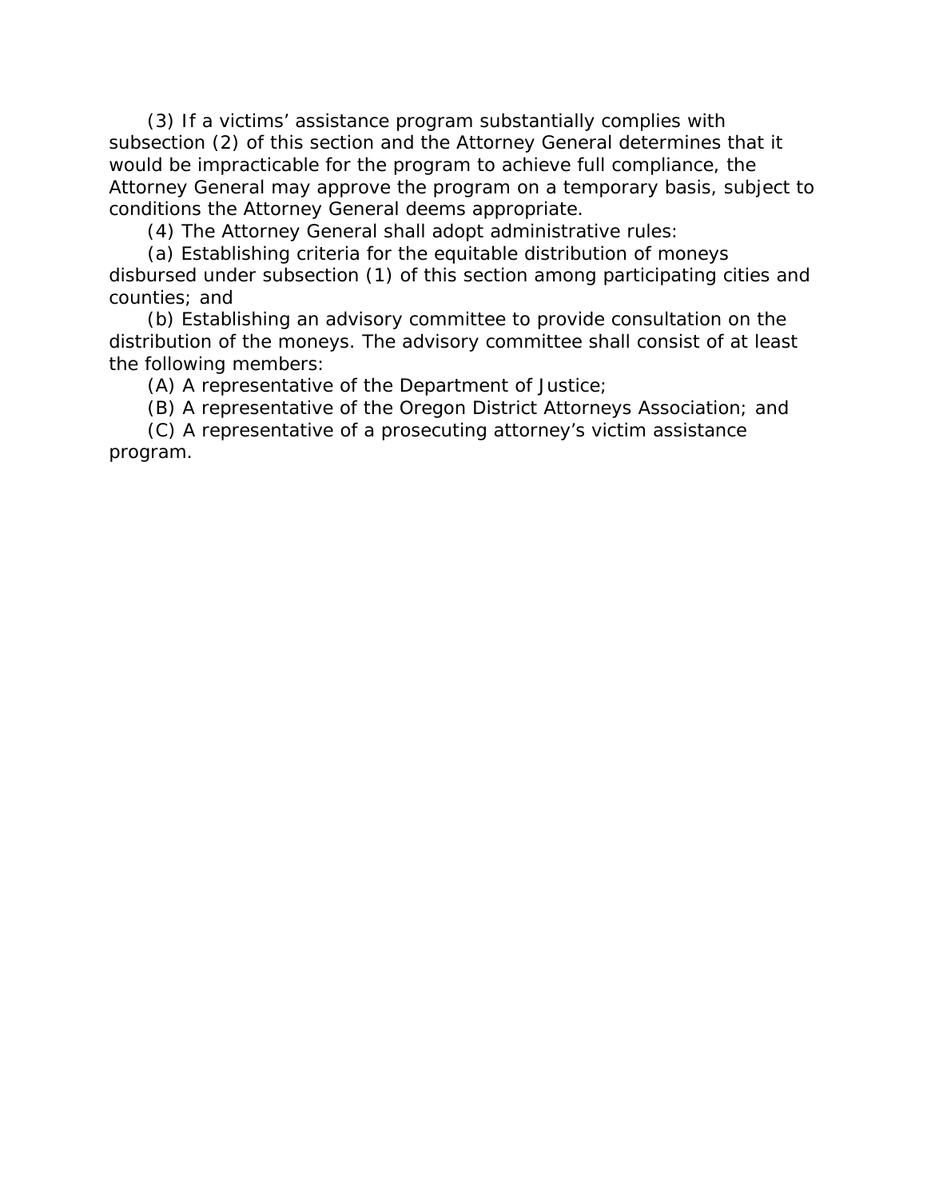(3) If a victims' assistance program substantially complies with subsection (2) of this section and the Attorney General determines that it would be impracticable for the program to achieve full compliance, the Attorney General may approve the program on a temporary basis, subject to conditions the Attorney General deems appropriate.

(4) The Attorney General shall adopt administrative rules:

(a) Establishing criteria for the equitable distribution of moneys disbursed under subsection (1) of this section among participating cities and counties; and

(b) Establishing an advisory committee to provide consultation on the distribution of the moneys. The advisory committee shall consist of at least the following members:

(A) A representative of the Department of Justice;

(B) A representative of the Oregon District Attorneys Association; and

(C) A representative of a prosecuting attorney's victim assistance program.